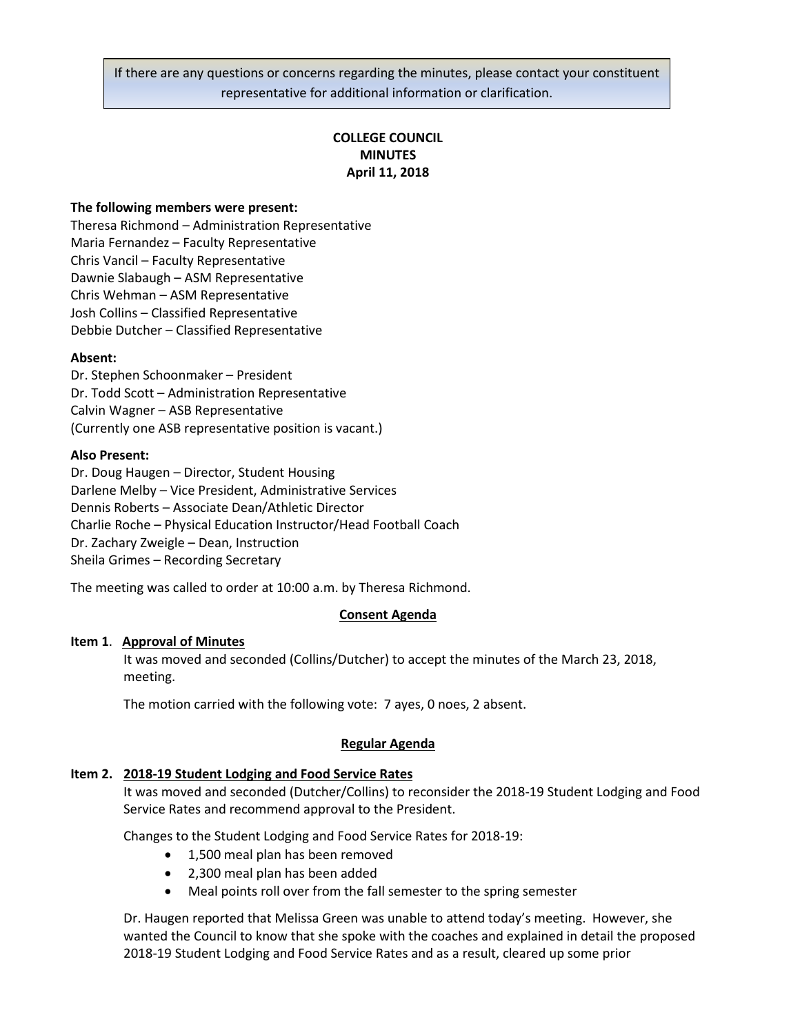If there are any questions or concerns regarding the minutes, please contact your constituent representative for additional information or clarification.

# COLLEGE COUNCIL MINUTES
## April 11, 2018

**The following members were present:**
Theresa Richmond – Administration Representative
Maria Fernandez – Faculty Representative
Chris Vancil – Faculty Representative
Dawnie Slabaugh – ASM Representative
Chris Wehman – ASM Representative
Josh Collins – Classified Representative
Debbie Dutcher – Classified Representative

**Absent:**
Dr. Stephen Schoonmaker – President
Dr. Todd Scott – Administration Representative
Calvin Wagner – ASB Representative
(Currently one ASB representative position is vacant.)

**Also Present:**
Dr. Doug Haugen – Director, Student Housing
Darlene Melby – Vice President, Administrative Services
Dennis Roberts – Associate Dean/Athletic Director
Charlie Roche – Physical Education Instructor/Head Football Coach
Dr. Zachary Zweigle – Dean, Instruction
Sheila Grimes – Recording Secretary

The meeting was called to order at 10:00 a.m. by Theresa Richmond.

### Consent Agenda

**Item 1. Approval of Minutes**

It was moved and seconded (Collins/Dutcher) to accept the minutes of the March 23, 2018, meeting.

The motion carried with the following vote: 7 ayes, 0 noes, 2 absent.

### Regular Agenda

**Item 2. 2018-19 Student Lodging and Food Service Rates**

It was moved and seconded (Dutcher/Collins) to reconsider the 2018-19 Student Lodging and Food Service Rates and recommend approval to the President.

Changes to the Student Lodging and Food Service Rates for 2018-19:

- 1,500 meal plan has been removed
- 2,300 meal plan has been added
- Meal points roll over from the fall semester to the spring semester

Dr. Haugen reported that Melissa Green was unable to attend today's meeting. However, she wanted the Council to know that she spoke with the coaches and explained in detail the proposed 2018-19 Student Lodging and Food Service Rates and as a result, cleared up some prior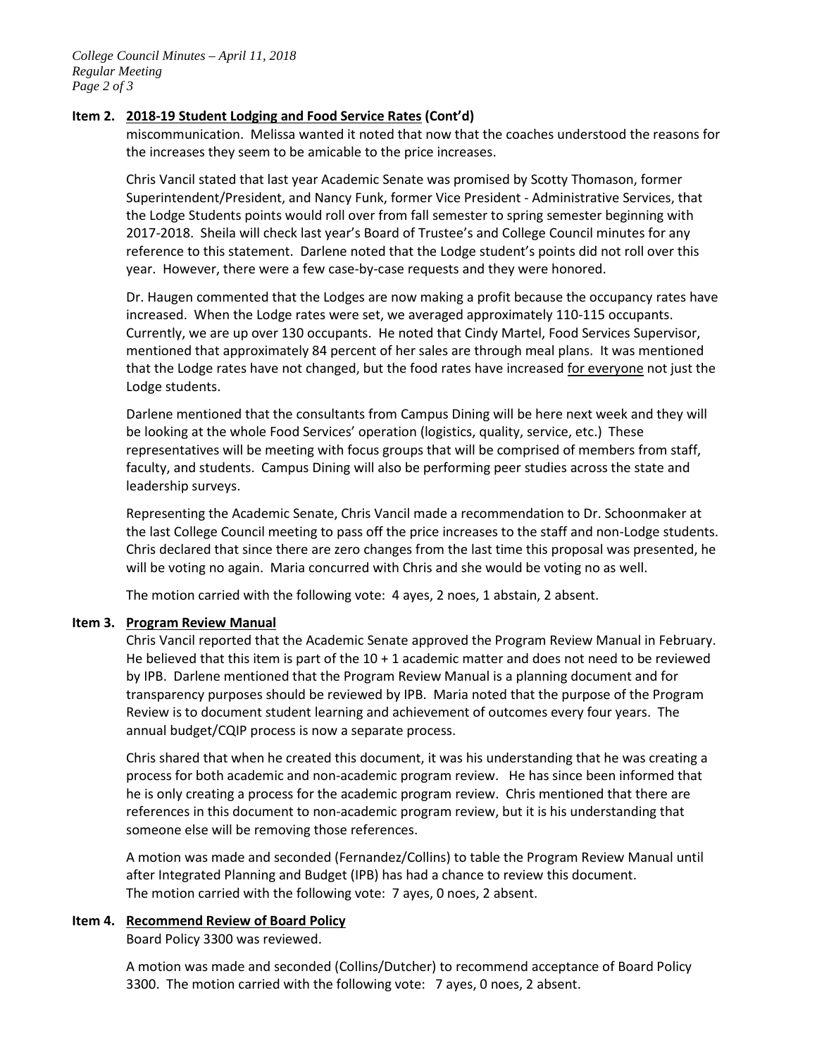### **Item 2. 2018-19 Student Lodging and Food Service Rates (Cont'd)**

miscommunication. Melissa wanted it noted that now that the coaches understood the reasons for the increases they seem to be amicable to the price increases.

Chris Vancil stated that last year Academic Senate was promised by Scotty Thomason, former Superintendent/President, and Nancy Funk, former Vice President - Administrative Services, that the Lodge Students points would roll over from fall semester to spring semester beginning with 2017-2018. Sheila will check last year's Board of Trustee's and College Council minutes for any reference to this statement. Darlene noted that the Lodge student's points did not roll over this year. However, there were a few case-by-case requests and they were honored.

Dr. Haugen commented that the Lodges are now making a profit because the occupancy rates have increased. When the Lodge rates were set, we averaged approximately 110-115 occupants. Currently, we are up over 130 occupants. He noted that Cindy Martel, Food Services Supervisor, mentioned that approximately 84 percent of her sales are through meal plans. It was mentioned that the Lodge rates have not changed, but the food rates have increased <u>for everyone</u> not just the Lodge students.

Darlene mentioned that the consultants from Campus Dining will be here next week and they will be looking at the whole Food Services' operation (logistics, quality, service, etc.) These representatives will be meeting with focus groups that will be comprised of members from staff, faculty, and students. Campus Dining will also be performing peer studies across the state and leadership surveys.

Representing the Academic Senate, Chris Vancil made a recommendation to Dr. Schoonmaker at the last College Council meeting to pass off the price increases to the staff and non-Lodge students. Chris declared that since there are zero changes from the last time this proposal was presented, he will be voting no again. Maria concurred with Chris and she would be voting no as well.

The motion carried with the following vote: 4 ayes, 2 noes, 1 abstain, 2 absent.

### **Item 3. Program Review Manual**

Chris Vancil reported that the Academic Senate approved the Program Review Manual in February. He believed that this item is part of the 10 + 1 academic matter and does not need to be reviewed by IPB. Darlene mentioned that the Program Review Manual is a planning document and for transparency purposes should be reviewed by IPB. Maria noted that the purpose of the Program Review is to document student learning and achievement of outcomes every four years. The annual budget/CQIP process is now a separate process.

Chris shared that when he created this document, it was his understanding that he was creating a process for both academic and non-academic program review. He has since been informed that he is only creating a process for the academic program review. Chris mentioned that there are references in this document to non-academic program review, but it is his understanding that someone else will be removing those references.

A motion was made and seconded (Fernandez/Collins) to table the Program Review Manual until after Integrated Planning and Budget (IPB) has had a chance to review this document.
The motion carried with the following vote: 7 ayes, 0 noes, 2 absent.

### **Item 4. Recommend Review of Board Policy**

Board Policy 3300 was reviewed.

A motion was made and seconded (Collins/Dutcher) to recommend acceptance of Board Policy 3300. The motion carried with the following vote: 7 ayes, 0 noes, 2 absent.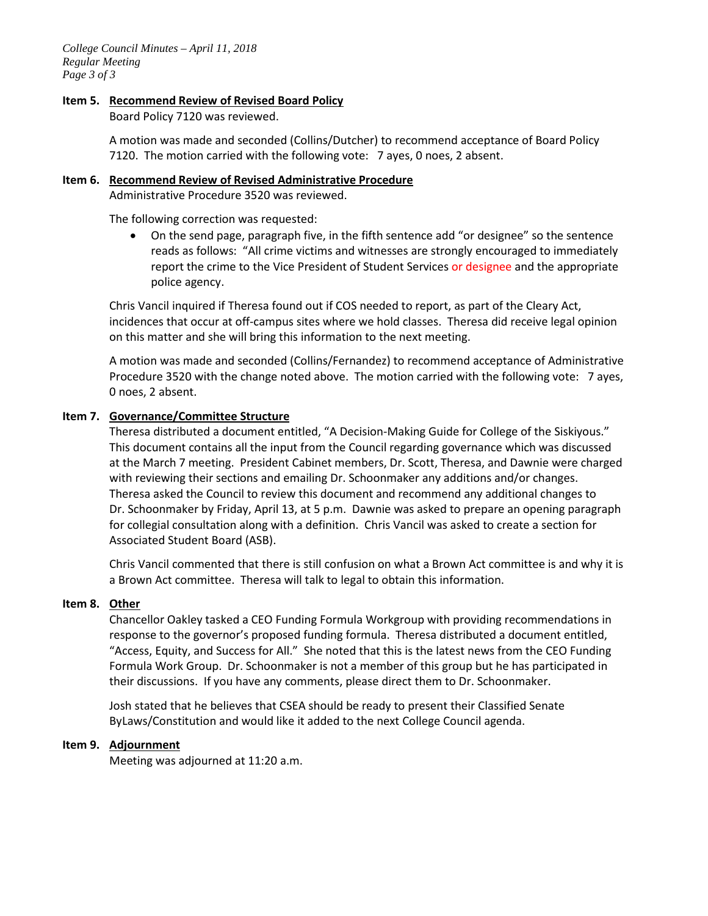**Item 5. Recommend Review of Revised Board Policy**

Board Policy 7120 was reviewed.

A motion was made and seconded (Collins/Dutcher) to recommend acceptance of Board Policy 7120. The motion carried with the following vote: 7 ayes, 0 noes, 2 absent.

**Item 6. Recommend Review of Revised Administrative Procedure**

Administrative Procedure 3520 was reviewed.

The following correction was requested:

- On the send page, paragraph five, in the fifth sentence add "or designee" so the sentence reads as follows: "All crime victims and witnesses are strongly encouraged to immediately report the crime to the Vice President of Student Services or designee and the appropriate police agency.

Chris Vancil inquired if Theresa found out if COS needed to report, as part of the Cleary Act, incidences that occur at off-campus sites where we hold classes. Theresa did receive legal opinion on this matter and she will bring this information to the next meeting.

A motion was made and seconded (Collins/Fernandez) to recommend acceptance of Administrative Procedure 3520 with the change noted above. The motion carried with the following vote: 7 ayes, 0 noes, 2 absent.

**Item 7. Governance/Committee Structure**

Theresa distributed a document entitled, "A Decision-Making Guide for College of the Siskiyous." This document contains all the input from the Council regarding governance which was discussed at the March 7 meeting. President Cabinet members, Dr. Scott, Theresa, and Dawnie were charged with reviewing their sections and emailing Dr. Schoonmaker any additions and/or changes. Theresa asked the Council to review this document and recommend any additional changes to Dr. Schoonmaker by Friday, April 13, at 5 p.m. Dawnie was asked to prepare an opening paragraph for collegial consultation along with a definition. Chris Vancil was asked to create a section for Associated Student Board (ASB).

Chris Vancil commented that there is still confusion on what a Brown Act committee is and why it is a Brown Act committee. Theresa will talk to legal to obtain this information.

**Item 8. Other**

Chancellor Oakley tasked a CEO Funding Formula Workgroup with providing recommendations in response to the governor's proposed funding formula. Theresa distributed a document entitled, "Access, Equity, and Success for All." She noted that this is the latest news from the CEO Funding Formula Work Group. Dr. Schoonmaker is not a member of this group but he has participated in their discussions. If you have any comments, please direct them to Dr. Schoonmaker.

Josh stated that he believes that CSEA should be ready to present their Classified Senate ByLaws/Constitution and would like it added to the next College Council agenda.

**Item 9. Adjournment**

Meeting was adjourned at 11:20 a.m.